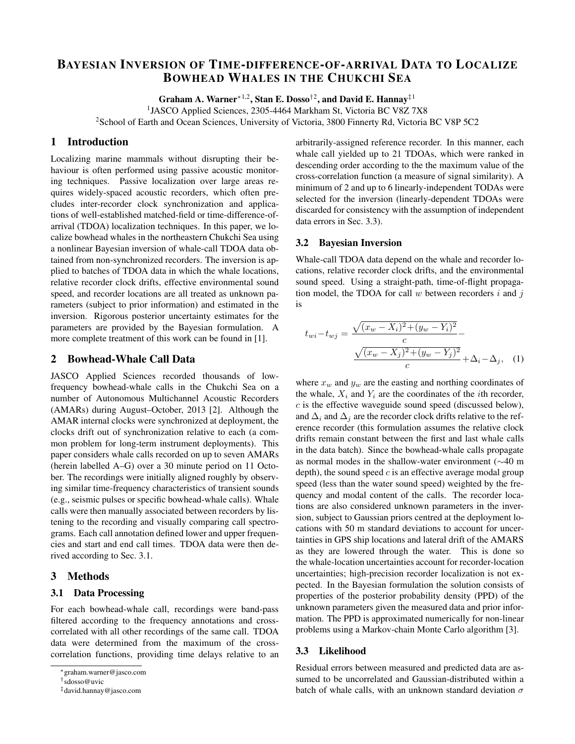# Bayesian Inversion of Time-difference-of-arrival Data to Localize Bowhead Whales in the Chukchi Sea

**Graham A. Warner**[*1,2], **Stan E. Dosso**[†2], **and David E. Hannay**[‡1]

[1]JASCO Applied Sciences, 2305-4464 Markham St, Victoria BC V8Z 7X8

[2]School of Earth and Ocean Sciences, University of Victoria, 3800 Finnerty Rd, Victoria BC V8P 5C2

## 1 Introduction

Localizing marine mammals without disrupting their behaviour is often performed using passive acoustic monitoring techniques. Passive localization over large areas requires widely-spaced acoustic recorders, which often precludes inter-recorder clock synchronization and applications of well-established matched-field or time-difference-of-arrival (TDOA) localization techniques. In this paper, we localize bowhead whales in the northeastern Chukchi Sea using a nonlinear Bayesian inversion of whale-call TDOA data obtained from non-synchronized recorders. The inversion is applied to batches of TDOA data in which the whale locations, relative recorder clock drifts, effective environmental sound speed, and recorder locations are all treated as unknown parameters (subject to prior information) and estimated in the inversion. Rigorous posterior uncertainty estimates for the parameters are provided by the Bayesian formulation. A more complete treatment of this work can be found in [1].

## 2 Bowhead-Whale Call Data

JASCO Applied Sciences recorded thousands of low-frequency bowhead-whale calls in the Chukchi Sea on a number of Autonomous Multichannel Acoustic Recorders (AMARs) during August–October, 2013 [2]. Although the AMAR internal clocks were synchronized at deployment, the clocks drift out of synchronization relative to each (a common problem for long-term instrument deployments). This paper considers whale calls recorded on up to seven AMARs (herein labelled A–G) over a 30 minute period on 11 October. The recordings were initially aligned roughly by observing similar time-frequency characteristics of transient sounds (e.g., seismic pulses or specific bowhead-whale calls). Whale calls were then manually associated between recorders by listening to the recording and visually comparing call spectrograms. Each call annotation defined lower and upper frequencies and start and end call times. TDOA data were then derived according to Sec. 3.1.

## 3 Methods

### 3.1 Data Processing

For each bowhead-whale call, recordings were band-pass filtered according to the frequency annotations and cross-correlated with all other recordings of the same call. TDOA data were determined from the maximum of the cross-correlation functions, providing time delays relative to an arbitrarily-assigned reference recorder. In this manner, each whale call yielded up to 21 TDOAs, which were ranked in descending order according to the the maximum value of the cross-correlation function (a measure of signal similarity). A minimum of 2 and up to 6 linearly-independent TODAs were selected for the inversion (linearly-dependent TDOAs were discarded for consistency with the assumption of independent data errors in Sec. 3.3).

### 3.2 Bayesian Inversion

Whale-call TDOA data depend on the whale and recorder locations, relative recorder clock drifts, and the environmental sound speed. Using a straight-path, time-of-flight propagation model, the TDOA for call $w$ between recorders $i$ and $j$ is

$$t_{wi}-t_{wj} = \frac{\sqrt{(x_w - X_i)^2+(y_w - Y_i)^2}}{c} - \frac{\sqrt{(x_w - X_j)^2+(y_w - Y_j)^2}}{c} + \Delta_i - \Delta_j, \quad (1)$$

where $x_w$ and $y_w$ are the easting and northing coordinates of the whale, $X_i$ and $Y_i$ are the coordinates of the $i$th recorder, $c$ is the effective waveguide sound speed (discussed below), and $\Delta_i$ and $\Delta_j$ are the recorder clock drifts relative to the reference recorder (this formulation assumes the relative clock drifts remain constant between the first and last whale calls in the data batch). Since the bowhead-whale calls propagate as normal modes in the shallow-water environment (~40 m depth), the sound speed $c$ is an effective average modal group speed (less than the water sound speed) weighted by the frequency and modal content of the calls. The recorder locations are also considered unknown parameters in the inversion, subject to Gaussian priors centred at the deployment locations with 50 m standard deviations to account for uncertainties in GPS ship locations and lateral drift of the AMARS as they are lowered through the water. This is done so the whale-location uncertainties account for recorder-location uncertainties; high-precision recorder localization is not expected. In the Bayesian formulation the solution consists of properties of the posterior probability density (PPD) of the unknown parameters given the measured data and prior information. The PPD is approximated numerically for non-linear problems using a Markov-chain Monte Carlo algorithm [3].

### 3.3 Likelihood

Residual errors between measured and predicted data are assumed to be uncorrelated and Gaussian-distributed within a batch of whale calls, with an unknown standard deviation $\sigma$

---

[*] graham.warner@jasco.com

[†] sdosso@uvic

[‡] david.hannay@jasco.com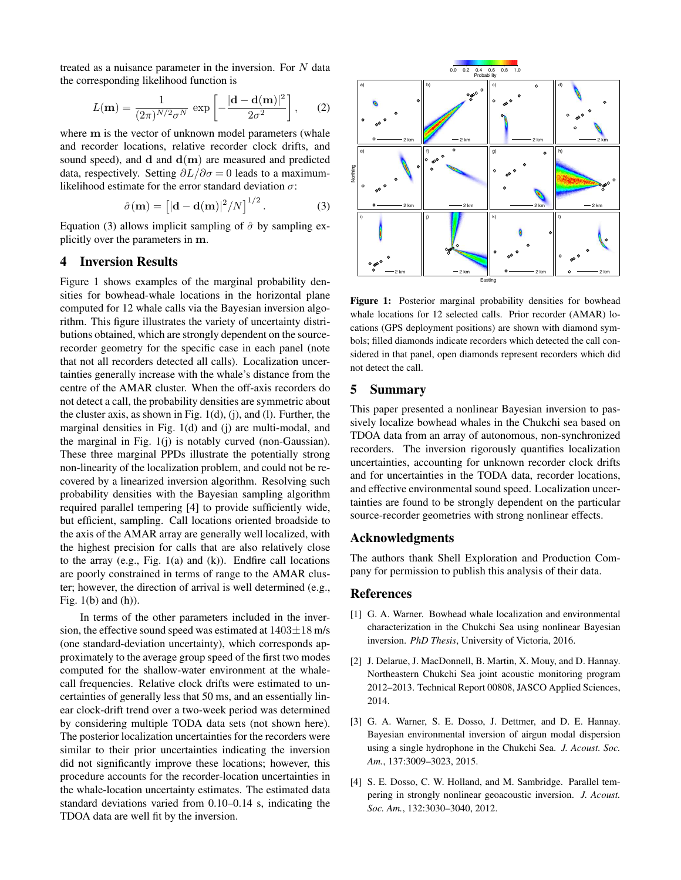treated as a nuisance parameter in the inversion. For $N$ data the corresponding likelihood function is

$$L(\mathbf{m}) = \frac{1}{(2\pi)^{N/2}\sigma^N} \exp\left[-\frac{|\mathbf{d}-\mathbf{d}(\mathbf{m})|^2}{2\sigma^2}\right], \qquad (2)$$

where $\mathbf{m}$ is the vector of unknown model parameters (whale and recorder locations, relative recorder clock drifts, and sound speed), and $\mathbf{d}$ and $\mathbf{d}(\mathbf{m})$ are measured and predicted data, respectively. Setting $\partial L/\partial\sigma = 0$ leads to a maximum-likelihood estimate for the error standard deviation $\sigma$:

$$\hat{\sigma}(\mathbf{m}) = \left[|\mathbf{d}-\mathbf{d}(\mathbf{m})|^2/N\right]^{1/2}. \qquad (3)$$

Equation (3) allows implicit sampling of $\hat{\sigma}$ by sampling explicitly over the parameters in $\mathbf{m}$.

## 4 Inversion Results

Figure 1 shows examples of the marginal probability densities for bowhead-whale locations in the horizontal plane computed for 12 whale calls via the Bayesian inversion algorithm. This figure illustrates the variety of uncertainty distributions obtained, which are strongly dependent on the source-recorder geometry for the specific case in each panel (note that not all recorders detected all calls). Localization uncertainties generally increase with the whale's distance from the centre of the AMAR cluster. When the off-axis recorders do not detect a call, the probability densities are symmetric about the cluster axis, as shown in Fig. 1(d), (j), and (l). Further, the marginal densities in Fig. 1(d) and (j) are multi-modal, and the marginal in Fig. 1(j) is notably curved (non-Gaussian). These three marginal PPDs illustrate the potentially strong non-linearity of the localization problem, and could not be recovered by a linearized inversion algorithm. Resolving such probability densities with the Bayesian sampling algorithm required parallel tempering [4] to provide sufficiently wide, but efficient, sampling. Call locations oriented broadside to the axis of the AMAR array are generally well localized, with the highest precision for calls that are also relatively close to the array (e.g., Fig. 1(a) and (k)). Endfire call locations are poorly constrained in terms of range to the AMAR cluster; however, the direction of arrival is well determined (e.g., Fig. 1(b) and (h)).

In terms of the other parameters included in the inversion, the effective sound speed was estimated at $1403\pm18$ m/s (one standard-deviation uncertainty), which corresponds approximately to the average group speed of the first two modes computed for the shallow-water environment at the whale-call frequencies. Relative clock drifts were estimated to uncertainties of generally less that 50 ms, and an essentially linear clock-drift trend over a two-week period was determined by considering multiple TODA data sets (not shown here). The posterior localization uncertainties for the recorders were similar to their prior uncertainties indicating the inversion did not significantly improve these locations; however, this procedure accounts for the recorder-location uncertainties in the whale-location uncertainty estimates. The estimated data standard deviations varied from 0.10–0.14 s, indicating the TDOA data are well fit by the inversion.

0.0 0.2 0.4 0.6 0.8 1.0
Probability

a) b) c) d) e) f) g) h) i) j) k) l)

2 km

Northing

Easting

**Figure 1:** Posterior marginal probability densities for bowhead whale locations for 12 selected calls. Prior recorder (AMAR) locations (GPS deployment positions) are shown with diamond symbols; filled diamonds indicate recorders which detected the call considered in that panel, open diamonds represent recorders which did not detect the call.

## 5 Summary

This paper presented a nonlinear Bayesian inversion to passively localize bowhead whales in the Chukchi sea based on TDOA data from an array of autonomous, non-synchronized recorders. The inversion rigorously quantifies localization uncertainties, accounting for unknown recorder clock drifts and for uncertainties in the TODA data, recorder locations, and effective environmental sound speed. Localization uncertainties are found to be strongly dependent on the particular source-recorder geometries with strong nonlinear effects.

## Acknowledgments

The authors thank Shell Exploration and Production Company for permission to publish this analysis of their data.

## References

[1] G. A. Warner. Bowhead whale localization and environmental characterization in the Chukchi Sea using nonlinear Bayesian inversion. *PhD Thesis*, University of Victoria, 2016.

[2] J. Delarue, J. MacDonnell, B. Martin, X. Mouy, and D. Hannay. Northeastern Chukchi Sea joint acoustic monitoring program 2012–2013. Technical Report 00808, JASCO Applied Sciences, 2014.

[3] G. A. Warner, S. E. Dosso, J. Dettmer, and D. E. Hannay. Bayesian environmental inversion of airgun modal dispersion using a single hydrophone in the Chukchi Sea. *J. Acoust. Soc. Am.*, 137:3009–3023, 2015.

[4] S. E. Dosso, C. W. Holland, and M. Sambridge. Parallel tempering in strongly nonlinear geoacoustic inversion. *J. Acoust. Soc. Am.*, 132:3030–3040, 2012.